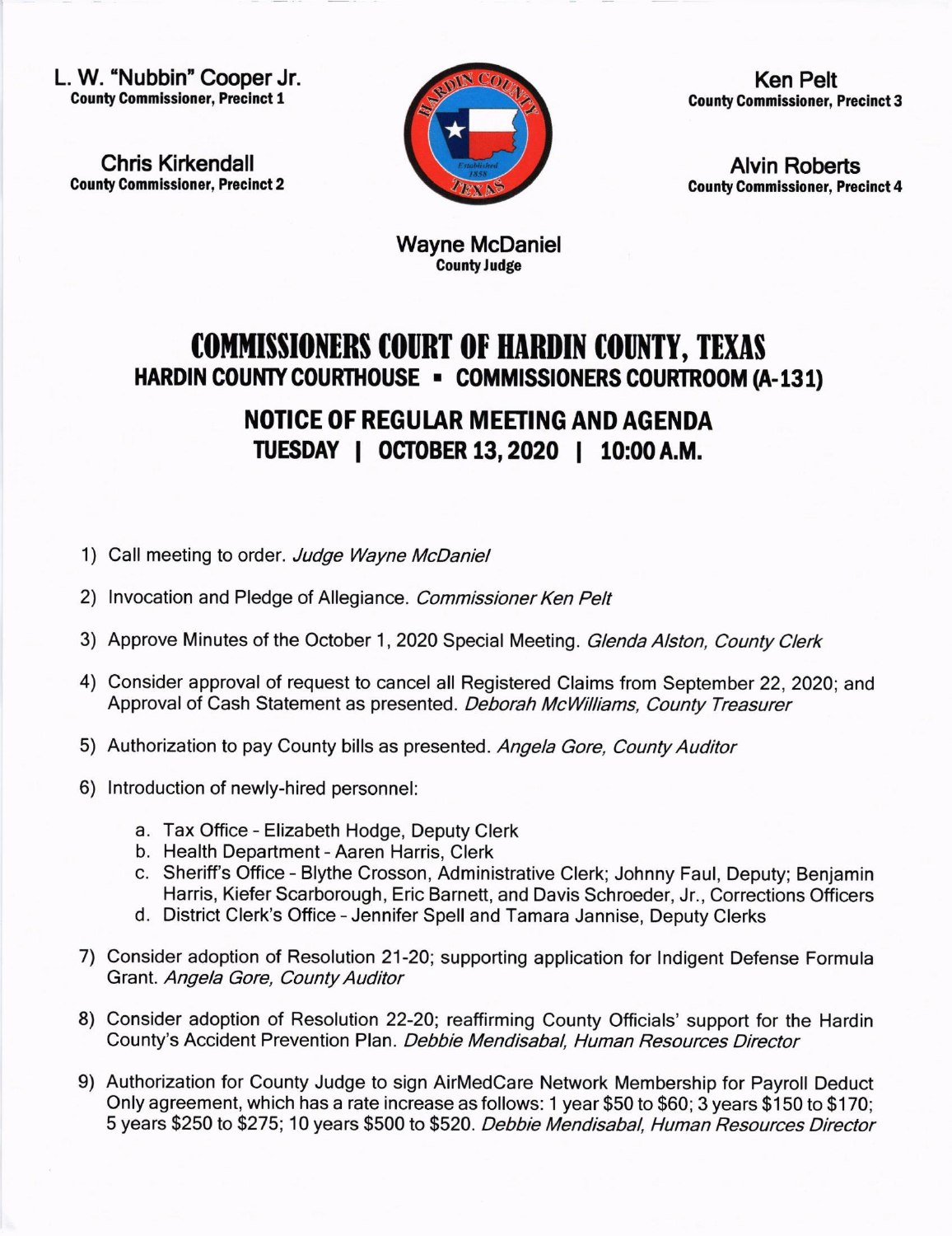L. W. "Nubbin" Cooper Jr.
**County Commissioner, Precinct 1**

Chris Kirkendall
**County Commissioner, Precinct 2**

Ken Pelt
**County Commissioner, Precinct 3**

Alvin Roberts
**County Commissioner, Precinct 4**

Wayne McDaniel
**County Judge**

# COMMISSIONERS COURT OF HARDIN COUNTY, TEXAS

## HARDIN COUNTY COURTHOUSE ▪ COMMISSIONERS COURTROOM (A-131)

## NOTICE OF REGULAR MEETING AND AGENDA

### TUESDAY | OCTOBER 13, 2020 | 10:00 A.M.

1) Call meeting to order. *Judge Wayne McDaniel*

2) Invocation and Pledge of Allegiance. *Commissioner Ken Pelt*

3) Approve Minutes of the October 1, 2020 Special Meeting. *Glenda Alston, County Clerk*

4) Consider approval of request to cancel all Registered Claims from September 22, 2020; and Approval of Cash Statement as presented. *Deborah McWilliams, County Treasurer*

5) Authorization to pay County bills as presented. *Angela Gore, County Auditor*

6) Introduction of newly-hired personnel:

   a. Tax Office - Elizabeth Hodge, Deputy Clerk
   b. Health Department - Aaren Harris, Clerk
   c. Sheriff's Office - Blythe Crosson, Administrative Clerk; Johnny Faul, Deputy; Benjamin Harris, Kiefer Scarborough, Eric Barnett, and Davis Schroeder, Jr., Corrections Officers
   d. District Clerk's Office - Jennifer Spell and Tamara Jannise, Deputy Clerks

7) Consider adoption of Resolution 21-20; supporting application for Indigent Defense Formula Grant. *Angela Gore, County Auditor*

8) Consider adoption of Resolution 22-20; reaffirming County Officials' support for the Hardin County's Accident Prevention Plan. *Debbie Mendisabal, Human Resources Director*

9) Authorization for County Judge to sign AirMedCare Network Membership for Payroll Deduct Only agreement, which has a rate increase as follows: 1 year $50 to $60; 3 years $150 to $170; 5 years $250 to $275; 10 years $500 to $520. *Debbie Mendisabal, Human Resources Director*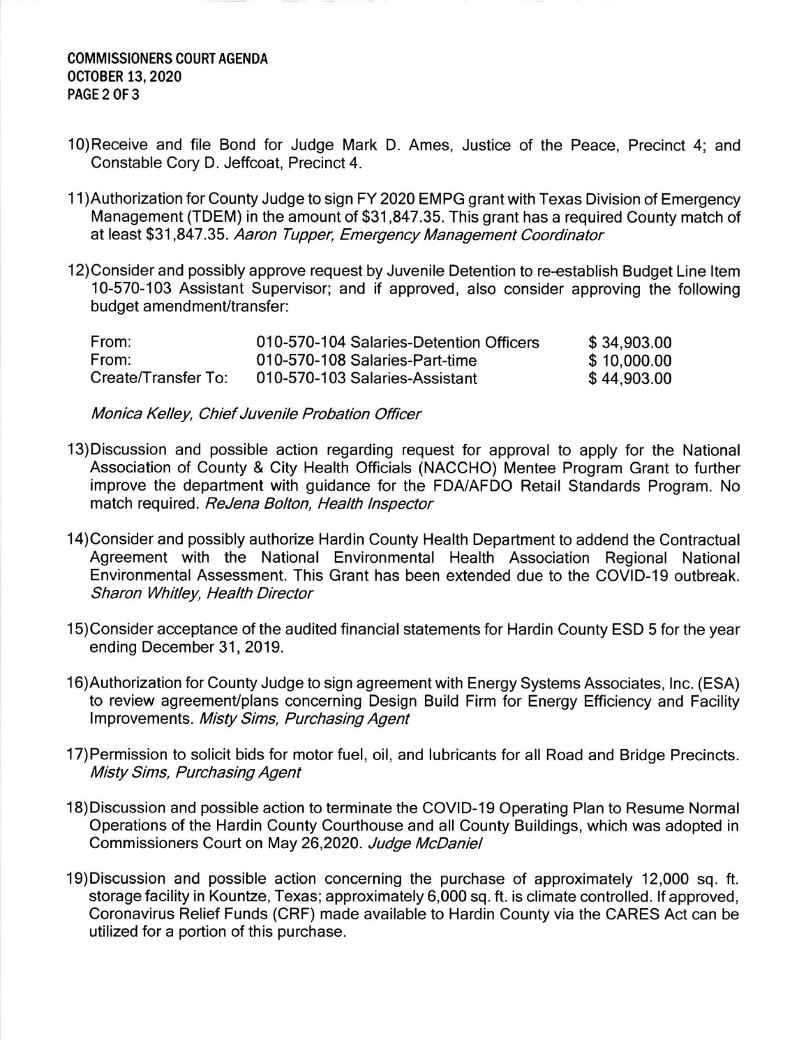**COMMISSIONERS COURT AGENDA**
**OCTOBER 13, 2020**

10) Receive and file Bond for Judge Mark D. Ames, Justice of the Peace, Precinct 4; and Constable Cory D. Jeffcoat, Precinct 4.

11) Authorization for County Judge to sign FY 2020 EMPG grant with Texas Division of Emergency Management (TDEM) in the amount of $31,847.35. This grant has a required County match of at least $31,847.35. *Aaron Tupper, Emergency Management Coordinator*

12) Consider and possibly approve request by Juvenile Detention to re-establish Budget Line Item 10-570-103 Assistant Supervisor; and if approved, also consider approving the following budget amendment/transfer:

| | | |
|---|---|---|
| From: | 010-570-104 Salaries-Detention Officers | $ 34,903.00 |
| From: | 010-570-108 Salaries-Part-time | $ 10,000.00 |
| Create/Transfer To: | 010-570-103 Salaries-Assistant | $ 44,903.00 |

*Monica Kelley, Chief Juvenile Probation Officer*

13) Discussion and possible action regarding request for approval to apply for the National Association of County & City Health Officials (NACCHO) Mentee Program Grant to further improve the department with guidance for the FDA/AFDO Retail Standards Program. No match required. *ReJena Bolton, Health Inspector*

14) Consider and possibly authorize Hardin County Health Department to addend the Contractual Agreement with the National Environmental Health Association Regional National Environmental Assessment. This Grant has been extended due to the COVID-19 outbreak. *Sharon Whitley, Health Director*

15) Consider acceptance of the audited financial statements for Hardin County ESD 5 for the year ending December 31, 2019.

16) Authorization for County Judge to sign agreement with Energy Systems Associates, Inc. (ESA) to review agreement/plans concerning Design Build Firm for Energy Efficiency and Facility Improvements. *Misty Sims, Purchasing Agent*

17) Permission to solicit bids for motor fuel, oil, and lubricants for all Road and Bridge Precincts. *Misty Sims, Purchasing Agent*

18) Discussion and possible action to terminate the COVID-19 Operating Plan to Resume Normal Operations of the Hardin County Courthouse and all County Buildings, which was adopted in Commissioners Court on May 26,2020. *Judge McDaniel*

19) Discussion and possible action concerning the purchase of approximately 12,000 sq. ft. storage facility in Kountze, Texas; approximately 6,000 sq. ft. is climate controlled. If approved, Coronavirus Relief Funds (CRF) made available to Hardin County via the CARES Act can be utilized for a portion of this purchase.